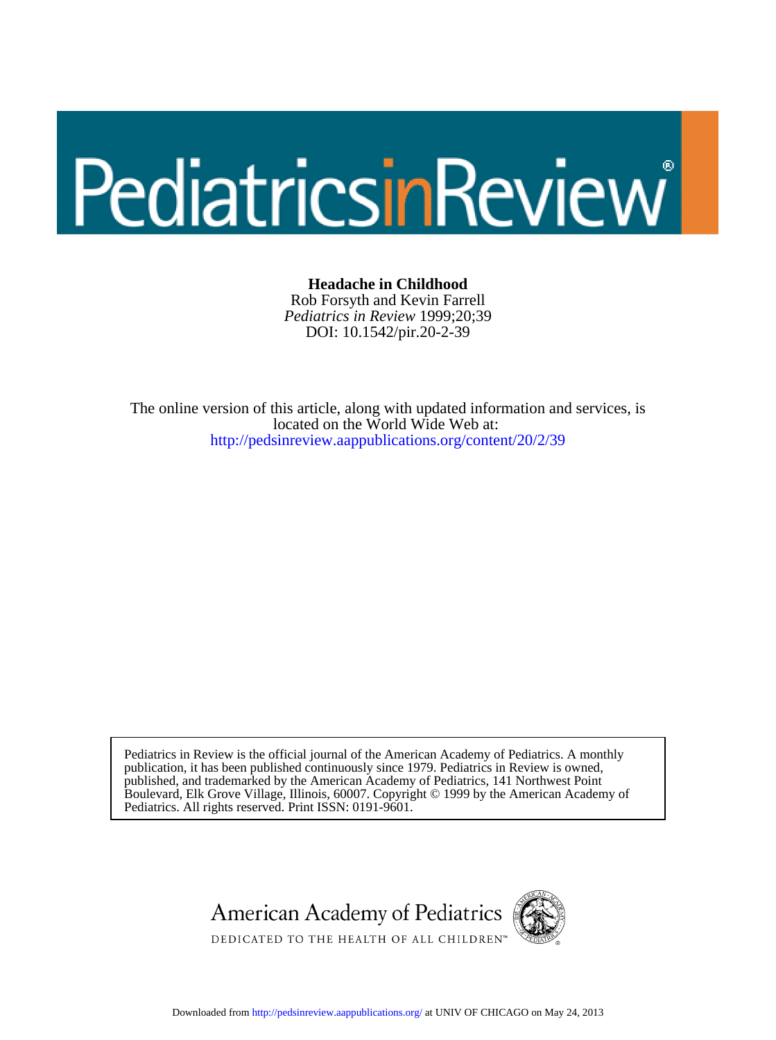# PediatricsinReview®

**Headache in Childhood**
Rob Forsyth and Kevin Farrell
*Pediatrics in Review* 1999;20;39
DOI: 10.1542/pir.20-2-39

The online version of this article, along with updated information and services, is located on the World Wide Web at:
http://pedsinreview.aappublications.org/content/20/2/39

Pediatrics in Review is the official journal of the American Academy of Pediatrics. A monthly publication, it has been published continuously since 1979. Pediatrics in Review is owned, published, and trademarked by the American Academy of Pediatrics, 141 Northwest Point Boulevard, Elk Grove Village, Illinois, 60007. Copyright © 1999 by the American Academy of Pediatrics. All rights reserved. Print ISSN: 0191-9601.

American Academy of Pediatrics
DEDICATED TO THE HEALTH OF ALL CHILDREN™

Downloaded from http://pedsinreview.aappublications.org/ at UNIV OF CHICAGO on May 24, 2013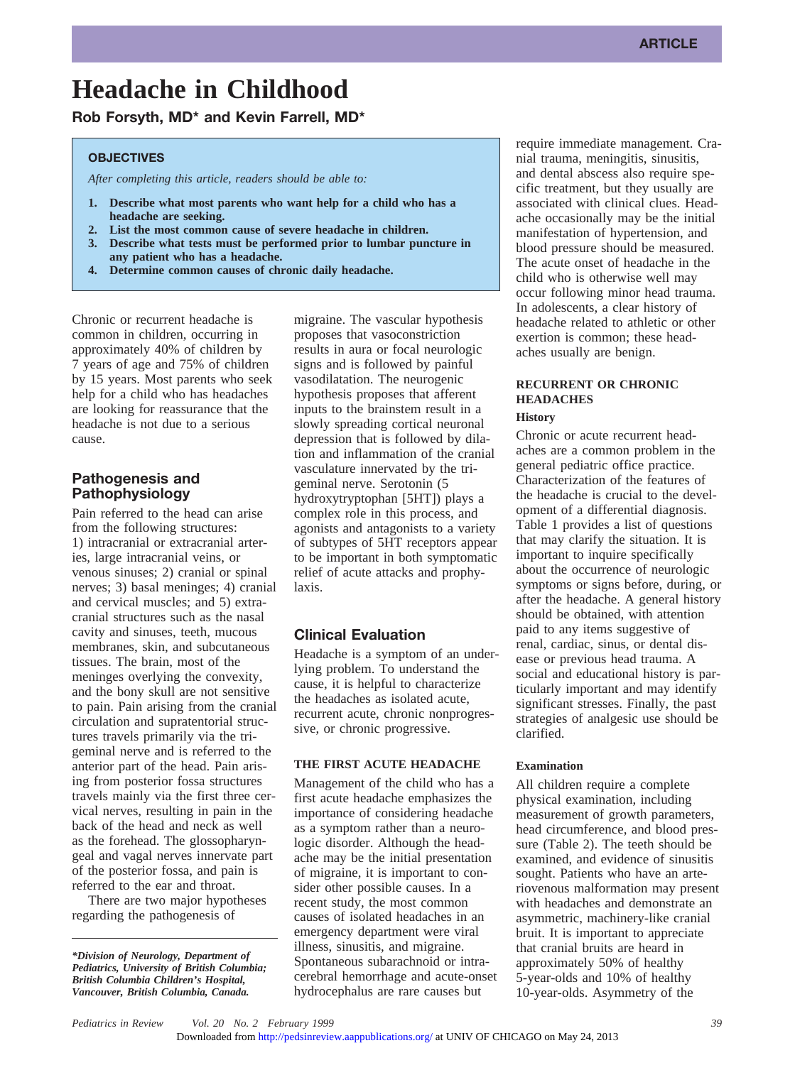ARTICLE

# Headache in Childhood

**Rob Forsyth, MD\* and Kevin Farrell, MD\***

**OBJECTIVES**

*After completing this article, readers should be able to:*

1. **Describe what most parents who want help for a child who has a headache are seeking.**
2. **List the most common cause of severe headache in children.**
3. **Describe what tests must be performed prior to lumbar puncture in any patient who has a headache.**
4. **Determine common causes of chronic daily headache.**

Chronic or recurrent headache is common in children, occurring in approximately 40% of children by 7 years of age and 75% of children by 15 years. Most parents who seek help for a child who has headaches are looking for reassurance that the headache is not due to a serious cause.

## Pathogenesis and Pathophysiology

Pain referred to the head can arise from the following structures: 1) intracranial or extracranial arteries, large intracranial veins, or venous sinuses; 2) cranial or spinal nerves; 3) basal meninges; 4) cranial and cervical muscles; and 5) extracranial structures such as the nasal cavity and sinuses, teeth, mucous membranes, skin, and subcutaneous tissues. The brain, most of the meninges overlying the convexity, and the bony skull are not sensitive to pain. Pain arising from the cranial circulation and supratentorial structures travels primarily via the trigeminal nerve and is referred to the anterior part of the head. Pain arising from posterior fossa structures travels mainly via the first three cervical nerves, resulting in pain in the back of the head and neck as well as the forehead. The glossopharyngeal and vagal nerves innervate part of the posterior fossa, and pain is referred to the ear and throat.

There are two major hypotheses regarding the pathogenesis of migraine. The vascular hypothesis proposes that vasoconstriction results in aura or focal neurologic signs and is followed by painful vasodilatation. The neurogenic hypothesis proposes that afferent inputs to the brainstem result in a slowly spreading cortical neuronal depression that is followed by dilation and inflammation of the cranial vasculature innervated by the trigeminal nerve. Serotonin (5 hydroxytryptophan [5HT]) plays a complex role in this process, and agonists and antagonists to a variety of subtypes of 5HT receptors appear to be important in both symptomatic relief of acute attacks and prophylaxis.

## Clinical Evaluation

Headache is a symptom of an underlying problem. To understand the cause, it is helpful to characterize the headaches as isolated acute, recurrent acute, chronic nonprogressive, or chronic progressive.

### THE FIRST ACUTE HEADACHE

Management of the child who has a first acute headache emphasizes the importance of considering headache as a symptom rather than a neurologic disorder. Although the headache may be the initial presentation of migraine, it is important to consider other possible causes. In a recent study, the most common causes of isolated headaches in an emergency department were viral illness, sinusitis, and migraine. Spontaneous subarachnoid or intracerebral hemorrhage and acute-onset hydrocephalus are rare causes but require immediate management. Cranial trauma, meningitis, sinusitis, and dental abscess also require specific treatment, but they usually are associated with clinical clues. Headache occasionally may be the initial manifestation of hypertension, and blood pressure should be measured. The acute onset of headache in the child who is otherwise well may occur following minor head trauma. In adolescents, a clear history of headache related to athletic or other exertion is common; these headaches usually are benign.

### RECURRENT OR CHRONIC HEADACHES

#### History

Chronic or acute recurrent headaches are a common problem in the general pediatric office practice. Characterization of the features of the headache is crucial to the development of a differential diagnosis. Table 1 provides a list of questions that may clarify the situation. It is important to inquire specifically about the occurrence of neurologic symptoms or signs before, during, or after the headache. A general history should be obtained, with attention paid to any items suggestive of renal, cardiac, sinus, or dental disease or previous head trauma. A social and educational history is particularly important and may identify significant stresses. Finally, the past strategies of analgesic use should be clarified.

#### Examination

All children require a complete physical examination, including measurement of growth parameters, head circumference, and blood pressure (Table 2). The teeth should be examined, and evidence of sinusitis sought. Patients who have an arteriovenous malformation may present with headaches and demonstrate an asymmetric, machinery-like cranial bruit. It is important to appreciate that cranial bruits are heard in approximately 50% of healthy 5-year-olds and 10% of healthy 10-year-olds. Asymmetry of the

*\*Division of Neurology, Department of Pediatrics, University of British Columbia; British Columbia Children's Hospital, Vancouver, British Columbia, Canada.*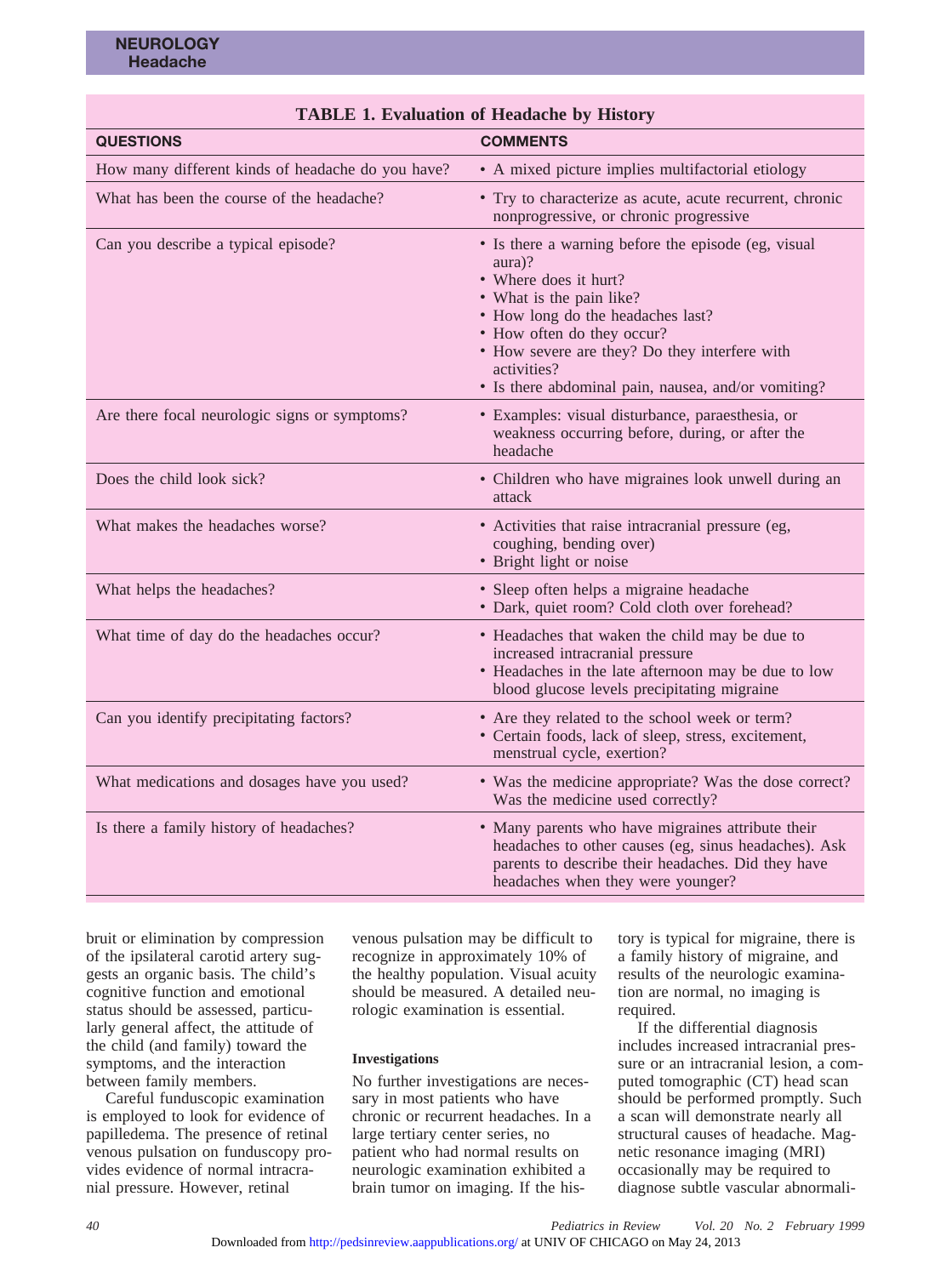**TABLE 1. Evaluation of Headache by History**

| QUESTIONS | COMMENTS |
|---|---|
| How many different kinds of headache do you have? | • A mixed picture implies multifactorial etiology |
| What has been the course of the headache? | • Try to characterize as acute, acute recurrent, chronic nonprogressive, or chronic progressive |
| Can you describe a typical episode? | • Is there a warning before the episode (eg, visual aura)? • Where does it hurt? • What is the pain like? • How long do the headaches last? • How often do they occur? • How severe are they? Do they interfere with activities? • Is there abdominal pain, nausea, and/or vomiting? |
| Are there focal neurologic signs or symptoms? | • Examples: visual disturbance, paraesthesia, or weakness occurring before, during, or after the headache |
| Does the child look sick? | • Children who have migraines look unwell during an attack |
| What makes the headaches worse? | • Activities that raise intracranial pressure (eg, coughing, bending over) • Bright light or noise |
| What helps the headaches? | • Sleep often helps a migraine headache • Dark, quiet room? Cold cloth over forehead? |
| What time of day do the headaches occur? | • Headaches that waken the child may be due to increased intracranial pressure • Headaches in the late afternoon may be due to low blood glucose levels precipitating migraine |
| Can you identify precipitating factors? | • Are they related to the school week or term? • Certain foods, lack of sleep, stress, excitement, menstrual cycle, exertion? |
| What medications and dosages have you used? | • Was the medicine appropriate? Was the dose correct? Was the medicine used correctly? |
| Is there a family history of headaches? | • Many parents who have migraines attribute their headaches to other causes (eg, sinus headaches). Ask parents to describe their headaches. Did they have headaches when they were younger? |

bruit or elimination by compression of the ipsilateral carotid artery suggests an organic basis. The child's cognitive function and emotional status should be assessed, particularly general affect, the attitude of the child (and family) toward the symptoms, and the interaction between family members.

Careful funduscopic examination is employed to look for evidence of papilledema. The presence of retinal venous pulsation on funduscopy provides evidence of normal intracranial pressure. However, retinal venous pulsation may be difficult to recognize in approximately 10% of the healthy population. Visual acuity should be measured. A detailed neurologic examination is essential.

#### Investigations

No further investigations are necessary in most patients who have chronic or recurrent headaches. In a large tertiary center series, no patient who had normal results on neurologic examination exhibited a brain tumor on imaging. If the history is typical for migraine, there is a family history of migraine, and results of the neurologic examination are normal, no imaging is required.

If the differential diagnosis includes increased intracranial pressure or an intracranial lesion, a computed tomographic (CT) head scan should be performed promptly. Such a scan will demonstrate nearly all structural causes of headache. Magnetic resonance imaging (MRI) occasionally may be required to diagnose subtle vascular abnormali-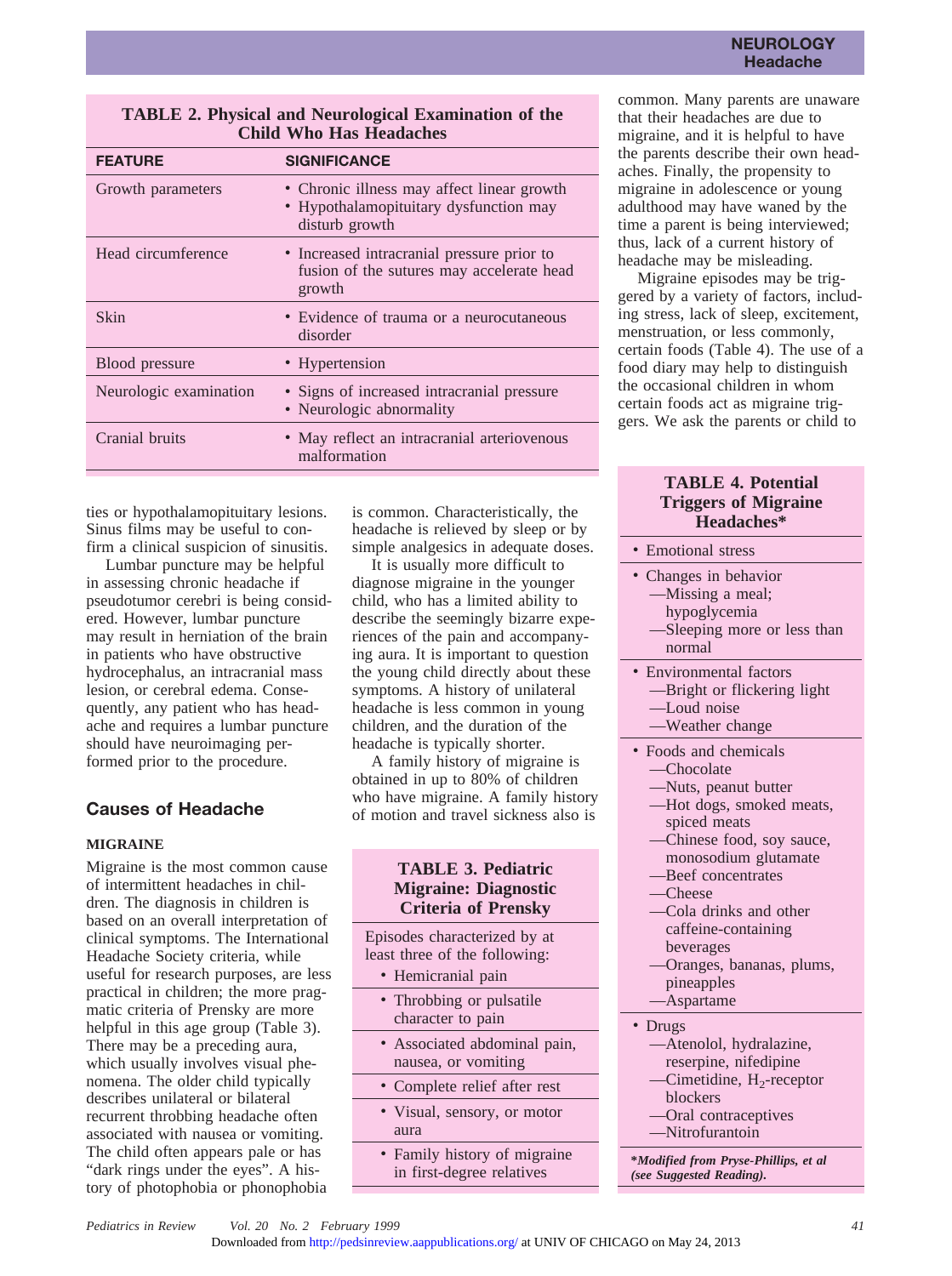**TABLE 2. Physical and Neurological Examination of the Child Who Has Headaches**

| FEATURE | SIGNIFICANCE |
| --- | --- |
| Growth parameters | • Chronic illness may affect linear growth<br>• Hypothalamopituitary dysfunction may disturb growth |
| Head circumference | • Increased intracranial pressure prior to fusion of the sutures may accelerate head growth |
| Skin | • Evidence of trauma or a neurocutaneous disorder |
| Blood pressure | • Hypertension |
| Neurologic examination | • Signs of increased intracranial pressure<br>• Neurologic abnormality |
| Cranial bruits | • May reflect an intracranial arteriovenous malformation |

ties or hypothalamopituitary lesions. Sinus films may be useful to confirm a clinical suspicion of sinusitis.

Lumbar puncture may be helpful in assessing chronic headache if pseudotumor cerebri is being considered. However, lumbar puncture may result in herniation of the brain in patients who have obstructive hydrocephalus, an intracranial mass lesion, or cerebral edema. Consequently, any patient who has headache and requires a lumbar puncture should have neuroimaging performed prior to the procedure.

## Causes of Headache

### MIGRAINE

Migraine is the most common cause of intermittent headaches in children. The diagnosis in children is based on an overall interpretation of clinical symptoms. The International Headache Society criteria, while useful for research purposes, are less practical in children; the more pragmatic criteria of Prensky are more helpful in this age group (Table 3). There may be a preceding aura, which usually involves visual phenomena. The older child typically describes unilateral or bilateral recurrent throbbing headache often associated with nausea or vomiting. The child often appears pale or has "dark rings under the eyes". A history of photophobia or phonophobia is common. Characteristically, the headache is relieved by sleep or by simple analgesics in adequate doses.

It is usually more difficult to diagnose migraine in the younger child, who has a limited ability to describe the seemingly bizarre experiences of the pain and accompanying aura. It is important to question the young child directly about these symptoms. A history of unilateral headache is less common in young children, and the duration of the headache is typically shorter.

A family history of migraine is obtained in up to 80% of children who have migraine. A family history of motion and travel sickness also is common. Many parents are unaware that their headaches are due to migraine, and it is helpful to have the parents describe their own headaches. Finally, the propensity to migraine in adolescence or young adulthood may have waned by the time a parent is being interviewed; thus, lack of a current history of headache may be misleading.

Migraine episodes may be triggered by a variety of factors, including stress, lack of sleep, excitement, menstruation, or less commonly, certain foods (Table 4). The use of a food diary may help to distinguish the occasional children in whom certain foods act as migraine triggers. We ask the parents or child to

**TABLE 3. Pediatric Migraine: Diagnostic Criteria of Prensky**

Episodes characterized by at least three of the following:

- Hemicranial pain
- Throbbing or pulsatile character to pain
- Associated abdominal pain, nausea, or vomiting
- Complete relief after rest
- Visual, sensory, or motor aura
- Family history of migraine in first-degree relatives

**TABLE 4. Potential Triggers of Migraine Headaches***

- Emotional stress
- Changes in behavior
  - —Missing a meal; hypoglycemia
  - —Sleeping more or less than normal
- Environmental factors
  - —Bright or flickering light
  - —Loud noise
  - —Weather change
- Foods and chemicals
  - —Chocolate
  - —Nuts, peanut butter
  - —Hot dogs, smoked meats, spiced meats
  - —Chinese food, soy sauce, monosodium glutamate
  - —Beef concentrates
  - —Cheese
  - —Cola drinks and other caffeine-containing beverages
  - —Oranges, bananas, plums, pineapples
  - —Aspartame
- Drugs
  - —Atenolol, hydralazine, reserpine, nifedipine
  - —Cimetidine, $H_2$-receptor blockers
  - —Oral contraceptives
  - —Nitrofurantoin

****Modified from Pryse-Phillips, et al (see Suggested Reading).***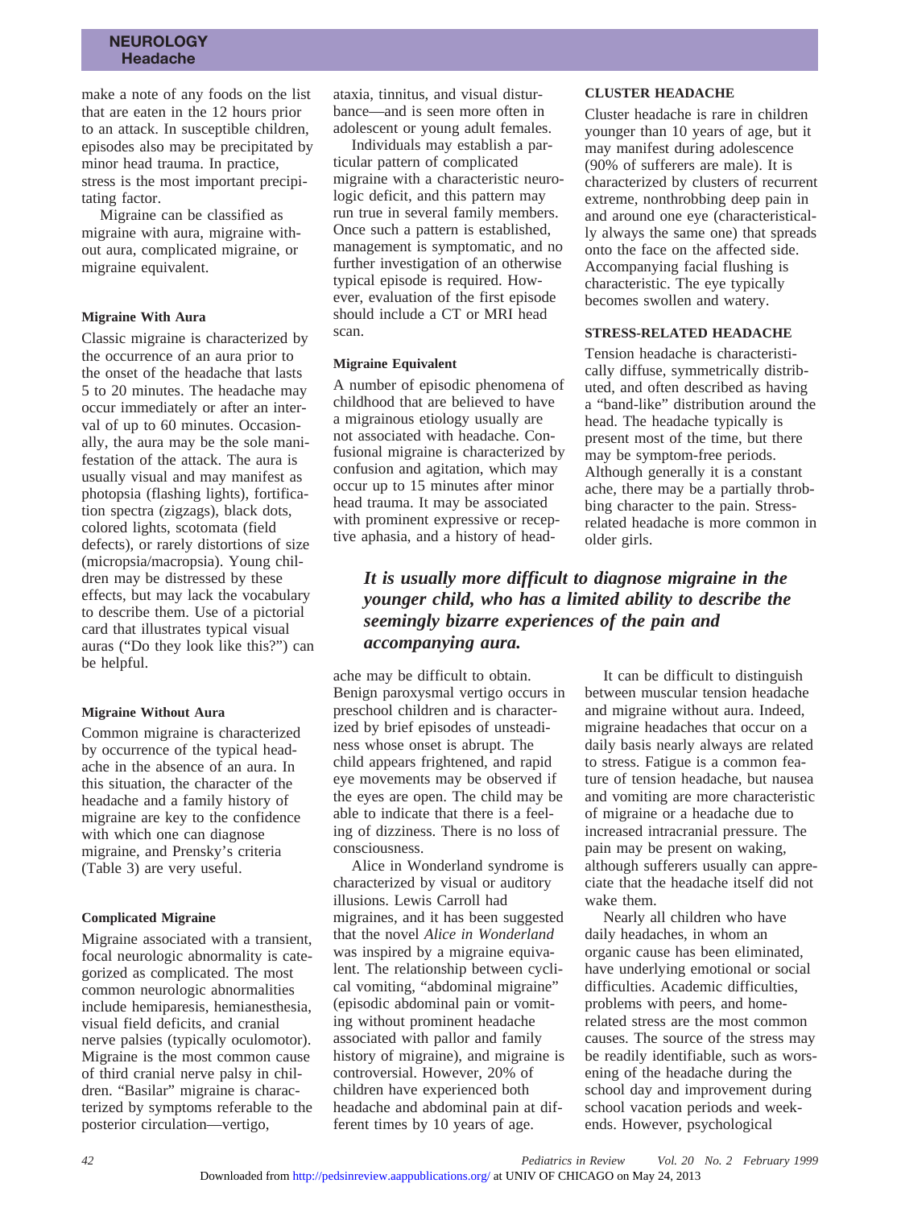make a note of any foods on the list that are eaten in the 12 hours prior to an attack. In susceptible children, episodes also may be precipitated by minor head trauma. In practice, stress is the most important precipitating factor.

Migraine can be classified as migraine with aura, migraine without aura, complicated migraine, or migraine equivalent.

#### Migraine With Aura

Classic migraine is characterized by the occurrence of an aura prior to the onset of the headache that lasts 5 to 20 minutes. The headache may occur immediately or after an interval of up to 60 minutes. Occasionally, the aura may be the sole manifestation of the attack. The aura is usually visual and may manifest as photopsia (flashing lights), fortification spectra (zigzags), black dots, colored lights, scotomata (field defects), or rarely distortions of size (micropsia/macropsia). Young children may be distressed by these effects, but may lack the vocabulary to describe them. Use of a pictorial card that illustrates typical visual auras ("Do they look like this?") can be helpful.

#### Migraine Without Aura

Common migraine is characterized by occurrence of the typical headache in the absence of an aura. In this situation, the character of the headache and a family history of migraine are key to the confidence with which one can diagnose migraine, and Prensky's criteria (Table 3) are very useful.

#### Complicated Migraine

Migraine associated with a transient, focal neurologic abnormality is categorized as complicated. The most common neurologic abnormalities include hemiparesis, hemianesthesia, visual field deficits, and cranial nerve palsies (typically oculomotor). Migraine is the most common cause of third cranial nerve palsy in children. "Basilar" migraine is characterized by symptoms referable to the posterior circulation—vertigo, ataxia, tinnitus, and visual disturbance—and is seen more often in adolescent or young adult females.

Individuals may establish a particular pattern of complicated migraine with a characteristic neurologic deficit, and this pattern may run true in several family members. Once such a pattern is established, management is symptomatic, and no further investigation of an otherwise typical episode is required. However, evaluation of the first episode should include a CT or MRI head scan.

#### Migraine Equivalent

A number of episodic phenomena of childhood that are believed to have a migrainous etiology usually are not associated with headache. Confusional migraine is characterized by confusion and agitation, which may occur up to 15 minutes after minor head trauma. It may be associated with prominent expressive or receptive aphasia, and a history of headache may be difficult to obtain. Benign paroxysmal vertigo occurs in preschool children and is characterized by brief episodes of unsteadiness whose onset is abrupt. The child appears frightened, and rapid eye movements may be observed if the eyes are open. The child may be able to indicate that there is a feeling of dizziness. There is no loss of consciousness.

Alice in Wonderland syndrome is characterized by visual or auditory illusions. Lewis Carroll had migraines, and it has been suggested that the novel *Alice in Wonderland* was inspired by a migraine equivalent. The relationship between cyclical vomiting, "abdominal migraine" (episodic abdominal pain or vomiting without prominent headache associated with pallor and family history of migraine), and migraine is controversial. However, 20% of children have experienced both headache and abdominal pain at different times by 10 years of age.

### CLUSTER HEADACHE

Cluster headache is rare in children younger than 10 years of age, but it may manifest during adolescence (90% of sufferers are male). It is characterized by clusters of recurrent extreme, nonthrobbing deep pain in and around one eye (characteristically always the same one) that spreads onto the face on the affected side. Accompanying facial flushing is characteristic. The eye typically becomes swollen and watery.

### STRESS-RELATED HEADACHE

Tension headache is characteristically diffuse, symmetrically distributed, and often described as having a "band-like" distribution around the head. The headache typically is present most of the time, but there may be symptom-free periods. Although generally it is a constant ache, there may be a partially throbbing character to the pain. Stress-related headache is more common in older girls.

It can be difficult to distinguish between muscular tension headache and migraine without aura. Indeed, migraine headaches that occur on a daily basis nearly always are related to stress. Fatigue is a common feature of tension headache, but nausea and vomiting are more characteristic of migraine or a headache due to increased intracranial pressure. The pain may be present on waking, although sufferers usually can appreciate that the headache itself did not wake them.

Nearly all children who have daily headaches, in whom an organic cause has been eliminated, have underlying emotional or social difficulties. Academic difficulties, problems with peers, and home-related stress are the most common causes. The source of the stress may be readily identifiable, such as worsening of the headache during the school day and improvement during school vacation periods and weekends. However, psychological

***It is usually more difficult to diagnose migraine in the younger child, who has a limited ability to describe the seemingly bizarre experiences of the pain and accompanying aura.***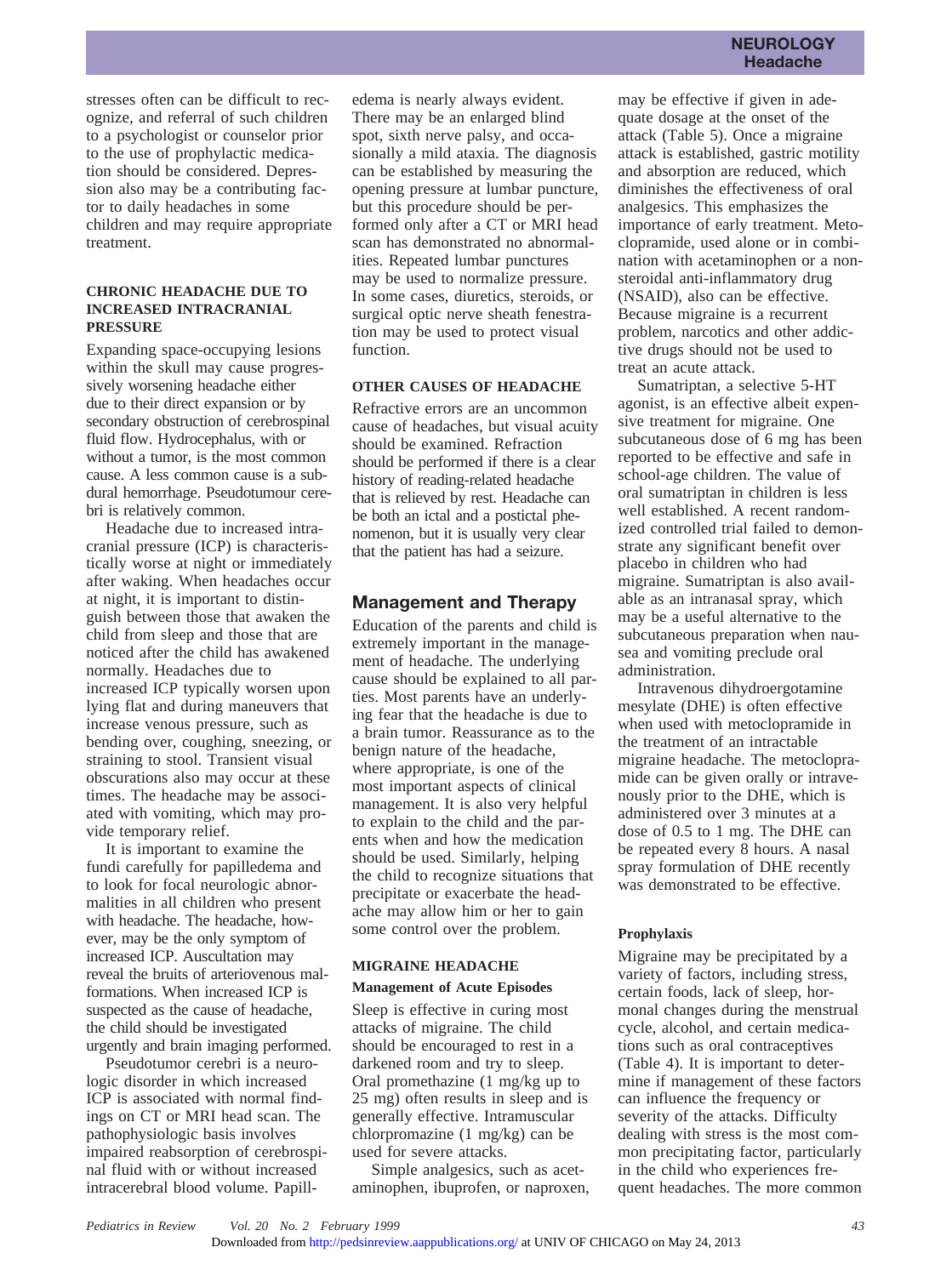stresses often can be difficult to recognize, and referral of such children to a psychologist or counselor prior to the use of prophylactic medication should be considered. Depression also may be a contributing factor to daily headaches in some children and may require appropriate treatment.

#### CHRONIC HEADACHE DUE TO INCREASED INTRACRANIAL PRESSURE

Expanding space-occupying lesions within the skull may cause progressively worsening headache either due to their direct expansion or by secondary obstruction of cerebrospinal fluid flow. Hydrocephalus, with or without a tumor, is the most common cause. A less common cause is a subdural hemorrhage. Pseudotumour cerebri is relatively common.

Headache due to increased intracranial pressure (ICP) is characteristically worse at night or immediately after waking. When headaches occur at night, it is important to distinguish between those that awaken the child from sleep and those that are noticed after the child has awakened normally. Headaches due to increased ICP typically worsen upon lying flat and during maneuvers that increase venous pressure, such as bending over, coughing, sneezing, or straining to stool. Transient visual obscurations also may occur at these times. The headache may be associated with vomiting, which may provide temporary relief.

It is important to examine the fundi carefully for papilledema and to look for focal neurologic abnormalities in all children who present with headache. The headache, however, may be the only symptom of increased ICP. Auscultation may reveal the bruits of arteriovenous malformations. When increased ICP is suspected as the cause of headache, the child should be investigated urgently and brain imaging performed.

Pseudotumor cerebri is a neurologic disorder in which increased ICP is associated with normal findings on CT or MRI head scan. The pathophysiologic basis involves impaired reabsorption of cerebrospinal fluid with or without increased intracerebral blood volume. Papilledema is nearly always evident. There may be an enlarged blind spot, sixth nerve palsy, and occasionally a mild ataxia. The diagnosis can be established by measuring the opening pressure at lumbar puncture, but this procedure should be performed only after a CT or MRI head scan has demonstrated no abnormalities. Repeated lumbar punctures may be used to normalize pressure. In some cases, diuretics, steroids, or surgical optic nerve sheath fenestration may be used to protect visual function.

#### OTHER CAUSES OF HEADACHE

Refractive errors are an uncommon cause of headaches, but visual acuity should be examined. Refraction should be performed if there is a clear history of reading-related headache that is relieved by rest. Headache can be both an ictal and a postictal phenomenon, but it is usually very clear that the patient has had a seizure.

## Management and Therapy

Education of the parents and child is extremely important in the management of headache. The underlying cause should be explained to all parties. Most parents have an underlying fear that the headache is due to a brain tumor. Reassurance as to the benign nature of the headache, where appropriate, is one of the most important aspects of clinical management. It is also very helpful to explain to the child and the parents when and how the medication should be used. Similarly, helping the child to recognize situations that precipitate or exacerbate the headache may allow him or her to gain some control over the problem.

#### MIGRAINE HEADACHE

**Management of Acute Episodes**

Sleep is effective in curing most attacks of migraine. The child should be encouraged to rest in a darkened room and try to sleep. Oral promethazine (1 mg/kg up to 25 mg) often results in sleep and is generally effective. Intramuscular chlorpromazine (1 mg/kg) can be used for severe attacks.

Simple analgesics, such as acetaminophen, ibuprofen, or naproxen, may be effective if given in adequate dosage at the onset of the attack (Table 5). Once a migraine attack is established, gastric motility and absorption are reduced, which diminishes the effectiveness of oral analgesics. This emphasizes the importance of early treatment. Metoclopramide, used alone or in combination with acetaminophen or a nonsteroidal anti-inflammatory drug (NSAID), also can be effective. Because migraine is a recurrent problem, narcotics and other addictive drugs should not be used to treat an acute attack.

Sumatriptan, a selective 5-HT agonist, is an effective albeit expensive treatment for migraine. One subcutaneous dose of 6 mg has been reported to be effective and safe in school-age children. The value of oral sumatriptan in children is less well established. A recent randomized controlled trial failed to demonstrate any significant benefit over placebo in children who had migraine. Sumatriptan is also available as an intranasal spray, which may be a useful alternative to the subcutaneous preparation when nausea and vomiting preclude oral administration.

Intravenous dihydroergotamine mesylate (DHE) is often effective when used with metoclopramide in the treatment of an intractable migraine headache. The metoclopramide can be given orally or intravenously prior to the DHE, which is administered over 3 minutes at a dose of 0.5 to 1 mg. The DHE can be repeated every 8 hours. A nasal spray formulation of DHE recently was demonstrated to be effective.

**Prophylaxis**

Migraine may be precipitated by a variety of factors, including stress, certain foods, lack of sleep, hormonal changes during the menstrual cycle, alcohol, and certain medications such as oral contraceptives (Table 4). It is important to determine if management of these factors can influence the frequency or severity of the attacks. Difficulty dealing with stress is the most common precipitating factor, particularly in the child who experiences frequent headaches. The more common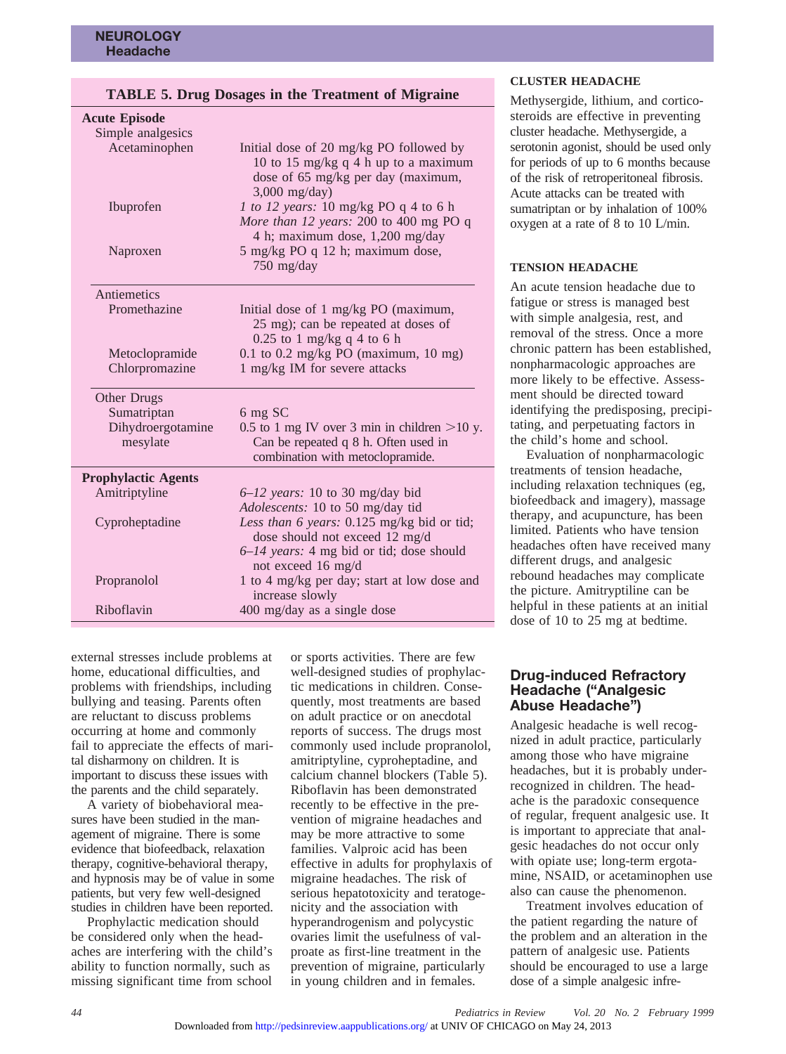**TABLE 5. Drug Dosages in the Treatment of Migraine**

| | |
|---|---|
| **Acute Episode** | |
| Simple analgesics | |
| Acetaminophen | Initial dose of 20 mg/kg PO followed by 10 to 15 mg/kg q 4 h up to a maximum dose of 65 mg/kg per day (maximum, 3,000 mg/day) |
| Ibuprofen | *1 to 12 years:* 10 mg/kg PO q 4 to 6 h<br>*More than 12 years:* 200 to 400 mg PO q 4 h; maximum dose, 1,200 mg/day |
| Naproxen | 5 mg/kg PO q 12 h; maximum dose, 750 mg/day |
| Antiemetics | |
| Promethazine | Initial dose of 1 mg/kg PO (maximum, 25 mg); can be repeated at doses of 0.25 to 1 mg/kg q 4 to 6 h |
| Metoclopramide | 0.1 to 0.2 mg/kg PO (maximum, 10 mg) |
| Chlorpromazine | 1 mg/kg IM for severe attacks |
| Other Drugs | |
| Sumatriptan | 6 mg SC |
| Dihydroergotamine mesylate | 0.5 to 1 mg IV over 3 min in children >10 y. Can be repeated q 8 h. Often used in combination with metoclopramide. |
| **Prophylactic Agents** | |
| Amitriptyline | *6–12 years:* 10 to 30 mg/day bid<br>*Adolescents:* 10 to 50 mg/day tid |
| Cyproheptadine | *Less than 6 years:* 0.125 mg/kg bid or tid; dose should not exceed 12 mg/d<br>*6–14 years:* 4 mg bid or tid; dose should not exceed 16 mg/d |
| Propranolol | 1 to 4 mg/kg per day; start at low dose and increase slowly |
| Riboflavin | 400 mg/day as a single dose |

external stresses include problems at home, educational difficulties, and problems with friendships, including bullying and teasing. Parents often are reluctant to discuss problems occurring at home and commonly fail to appreciate the effects of marital disharmony on children. It is important to discuss these issues with the parents and the child separately.

A variety of biobehavioral measures have been studied in the management of migraine. There is some evidence that biofeedback, relaxation therapy, cognitive-behavioral therapy, and hypnosis may be of value in some patients, but very few well-designed studies in children have been reported.

Prophylactic medication should be considered only when the headaches are interfering with the child's ability to function normally, such as missing significant time from school or sports activities. There are few well-designed studies of prophylactic medications in children. Consequently, most treatments are based on adult practice or on anecdotal reports of success. The drugs most commonly used include propranolol, amitriptyline, cyproheptadine, and calcium channel blockers (Table 5). Riboflavin has been demonstrated recently to be effective in the prevention of migraine headaches and may be more attractive to some families. Valproic acid has been effective in adults for prophylaxis of migraine headaches. The risk of serious hepatotoxicity and teratogenicity and the association with hyperandrogenism and polycystic ovaries limit the usefulness of valproate as first-line treatment in the prevention of migraine, particularly in young children and in females.

### CLUSTER HEADACHE

Methysergide, lithium, and corticosteroids are effective in preventing cluster headache. Methysergide, a serotonin agonist, should be used only for periods of up to 6 months because of the risk of retroperitoneal fibrosis. Acute attacks can be treated with sumatriptan or by inhalation of 100% oxygen at a rate of 8 to 10 L/min.

### TENSION HEADACHE

An acute tension headache due to fatigue or stress is managed best with simple analgesia, rest, and removal of the stress. Once a more chronic pattern has been established, nonpharmacologic approaches are more likely to be effective. Assessment should be directed toward identifying the predisposing, precipitating, and perpetuating factors in the child's home and school.

Evaluation of nonpharmacologic treatments of tension headache, including relaxation techniques (eg, biofeedback and imagery), massage therapy, and acupuncture, has been limited. Patients who have tension headaches often have received many different drugs, and analgesic rebound headaches may complicate the picture. Amitryptiline can be helpful in these patients at an initial dose of 10 to 25 mg at bedtime.

## Drug-induced Refractory Headache ("Analgesic Abuse Headache")

Analgesic headache is well recognized in adult practice, particularly among those who have migraine headaches, but it is probably underrecognized in children. The headache is the paradoxic consequence of regular, frequent analgesic use. It is important to appreciate that analgesic headaches do not occur only with opiate use; long-term ergotamine, NSAID, or acetaminophen use also can cause the phenomenon.

Treatment involves education of the patient regarding the nature of the problem and an alteration in the pattern of analgesic use. Patients should be encouraged to use a large dose of a simple analgesic infre-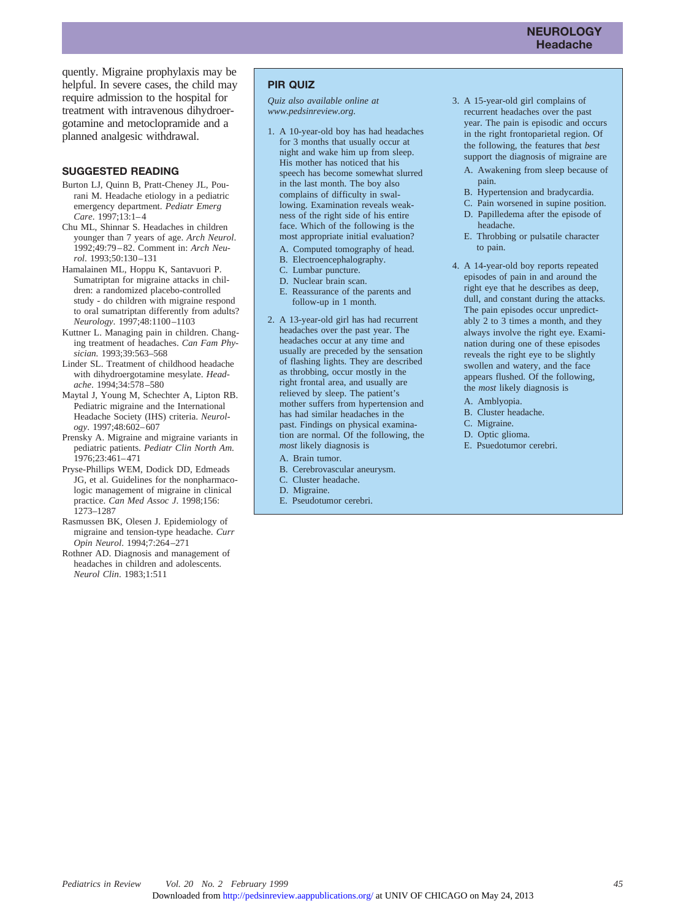quently. Migraine prophylaxis may be helpful. In severe cases, the child may require admission to the hospital for treatment with intravenous dihydroergotamine and metoclopramide and a planned analgesic withdrawal.

## SUGGESTED READING

Burton LJ, Quinn B, Pratt-Cheney JL, Pourani M. Headache etiology in a pediatric emergency department. *Pediatr Emerg Care.* 1997;13:1–4

Chu ML, Shinnar S. Headaches in children younger than 7 years of age. *Arch Neurol.* 1992;49:79–82. Comment in: *Arch Neurol.* 1993;50:130–131

Hamalainen ML, Hoppu K, Santavuori P. Sumatriptan for migraine attacks in children: a randomized placebo-controlled study - do children with migraine respond to oral sumatriptan differently from adults? *Neurology.* 1997;48:1100–1103

Kuttner L. Managing pain in children. Changing treatment of headaches. *Can Fam Physician.* 1993;39:563–568

Linder SL. Treatment of childhood headache with dihydroergotamine mesylate. *Headache.* 1994;34:578–580

Maytal J, Young M, Schechter A, Lipton RB. Pediatric migraine and the International Headache Society (IHS) criteria. *Neurology.* 1997;48:602–607

Prensky A. Migraine and migraine variants in pediatric patients. *Pediatr Clin North Am.* 1976;23:461–471

Pryse-Phillips WEM, Dodick DD, Edmeads JG, et al. Guidelines for the nonpharmacologic management of migraine in clinical practice. *Can Med Assoc J.* 1998;156:1273–1287

Rasmussen BK, Olesen J. Epidemiology of migraine and tension-type headache. *Curr Opin Neurol.* 1994;7:264–271

Rothner AD. Diagnosis and management of headaches in children and adolescents. *Neurol Clin.* 1983;1:511

## PIR QUIZ

*Quiz also available online at www.pedsinreview.org.*

1. A 10-year-old boy has had headaches for 3 months that usually occur at night and wake him up from sleep. His mother has noticed that his speech has become somewhat slurred in the last month. The boy also complains of difficulty in swallowing. Examination reveals weakness of the right side of his entire face. Which of the following is the most appropriate initial evaluation?
   - A. Computed tomography of head.
   - B. Electroencephalography.
   - C. Lumbar puncture.
   - D. Nuclear brain scan.
   - E. Reassurance of the parents and follow-up in 1 month.

2. A 13-year-old girl has had recurrent headaches over the past year. The headaches occur at any time and usually are preceded by the sensation of flashing lights. They are described as throbbing, occur mostly in the right frontal area, and usually are relieved by sleep. The patient's mother suffers from hypertension and has had similar headaches in the past. Findings on physical examination are normal. Of the following, the *most* likely diagnosis is
   - A. Brain tumor.
   - B. Cerebrovascular aneurysm.
   - C. Cluster headache.
   - D. Migraine.
   - E. Pseudotumor cerebri.

3. A 15-year-old girl complains of recurrent headaches over the past year. The pain is episodic and occurs in the right frontoparietal region. Of the following, the features that *best* support the diagnosis of migraine are
   - A. Awakening from sleep because of pain.
   - B. Hypertension and bradycardia.
   - C. Pain worsened in supine position.
   - D. Papilledema after the episode of headache.
   - E. Throbbing or pulsatile character to pain.

4. A 14-year-old boy reports repeated episodes of pain in and around the right eye that he describes as deep, dull, and constant during the attacks. The pain episodes occur unpredictably 2 to 3 times a month, and they always involve the right eye. Examination during one of these episodes reveals the right eye to be slightly swollen and watery, and the face appears flushed. Of the following, the *most* likely diagnosis is
   - A. Amblyopia.
   - B. Cluster headache.
   - C. Migraine.
   - D. Optic glioma.
   - E. Psuedotumor cerebri.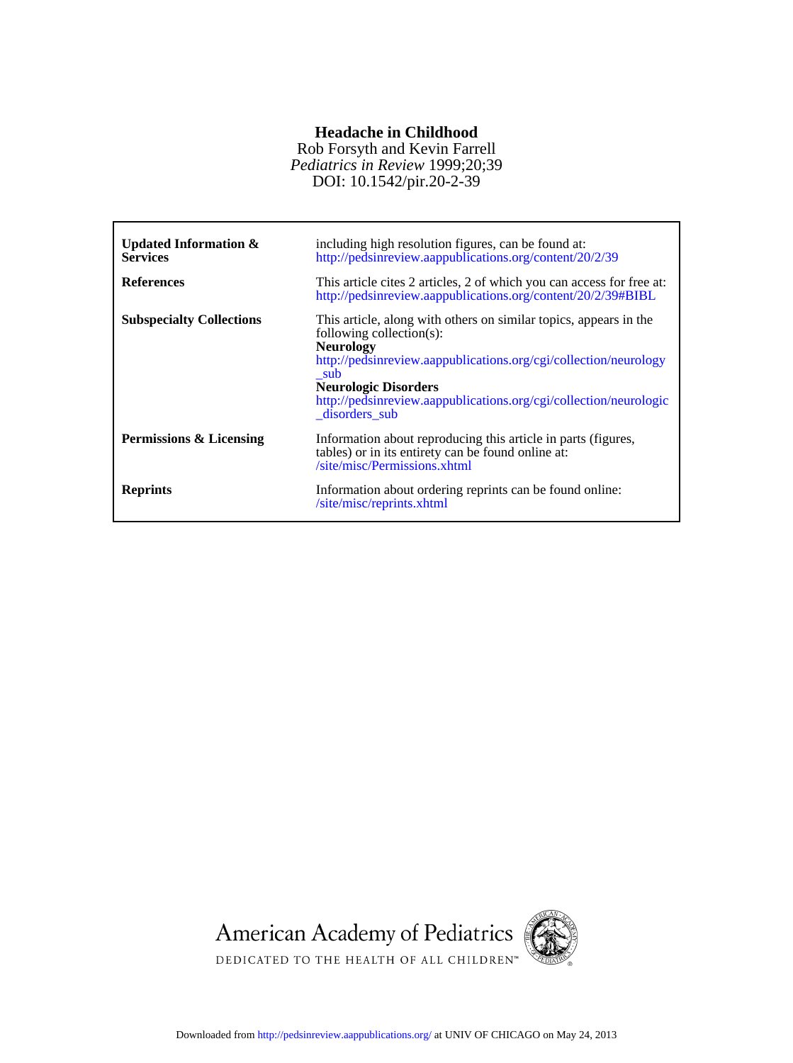# Headache in Childhood

Rob Forsyth and Kevin Farrell

*Pediatrics in Review* 1999;20;39

DOI: 10.1542/pir.20-2-39

| | |
|---|---|
| **Updated Information & Services** | including high resolution figures, can be found at: http://pedsinreview.aappublications.org/content/20/2/39 |
| **References** | This article cites 2 articles, 2 of which you can access for free at: http://pedsinreview.aappublications.org/content/20/2/39#BIBL |
| **Subspecialty Collections** | This article, along with others on similar topics, appears in the following collection(s): **Neurology** http://pedsinreview.aappublications.org/cgi/collection/neurology_sub **Neurologic Disorders** http://pedsinreview.aappublications.org/cgi/collection/neurologic_disorders_sub |
| **Permissions & Licensing** | Information about reproducing this article in parts (figures, tables) or in its entirety can be found online at: /site/misc/Permissions.xhtml |
| **Reprints** | Information about ordering reprints can be found online: /site/misc/reprints.xhtml |

American Academy of Pediatrics

DEDICATED TO THE HEALTH OF ALL CHILDREN™

Downloaded from http://pedsinreview.aappublications.org/ at UNIV OF CHICAGO on May 24, 2013